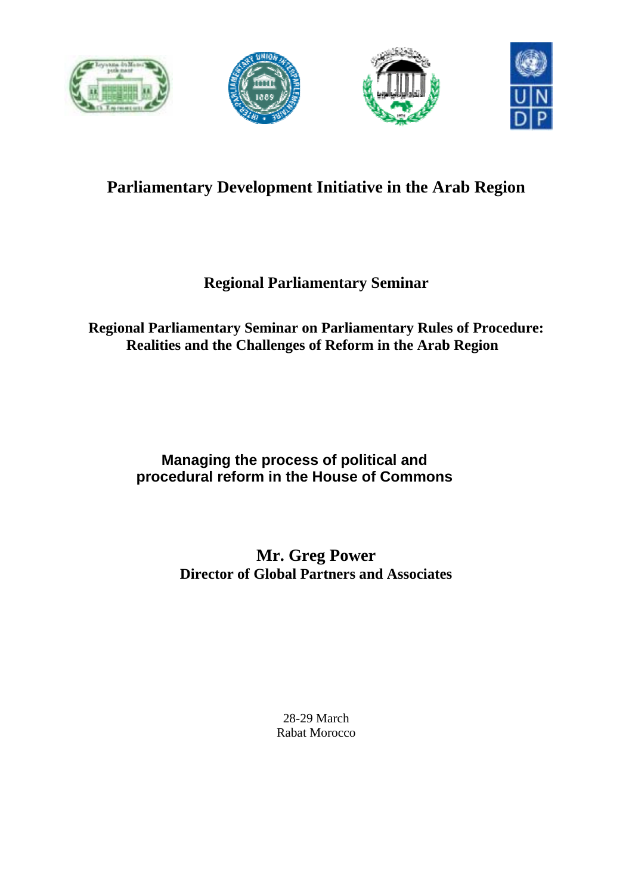# Parliamentary Development Initiative in the Arab Region

## Regional Parliamentary Seminar

## Regional Parliamentary Seminar on Parliamentary Rules of Procedure: Realities and the Challenges of Reform in the Arab Region

## Managing the process of political and procedural reform in the House of Commons

**Mr. Greg Power**
**Director of Global Partners and Associates**

28-29 March
Rabat Morocco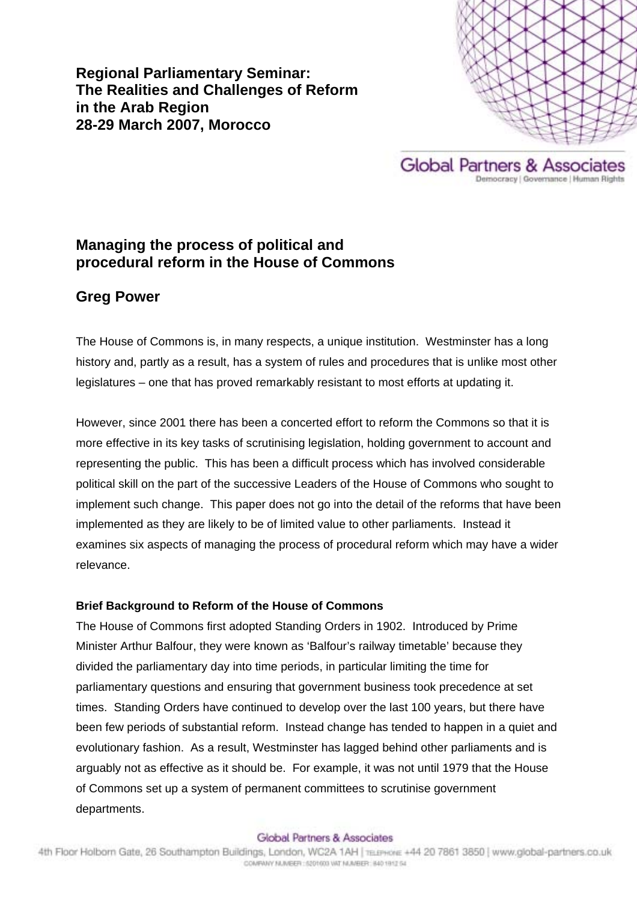**Regional Parliamentary Seminar:**
**The Realities and Challenges of Reform in the Arab Region**
**28-29 March 2007, Morocco**

# Managing the process of political and procedural reform in the House of Commons

## Greg Power

The House of Commons is, in many respects, a unique institution. Westminster has a long history and, partly as a result, has a system of rules and procedures that is unlike most other legislatures – one that has proved remarkably resistant to most efforts at updating it.

However, since 2001 there has been a concerted effort to reform the Commons so that it is more effective in its key tasks of scrutinising legislation, holding government to account and representing the public. This has been a difficult process which has involved considerable political skill on the part of the successive Leaders of the House of Commons who sought to implement such change. This paper does not go into the detail of the reforms that have been implemented as they are likely to be of limited value to other parliaments. Instead it examines six aspects of managing the process of procedural reform which may have a wider relevance.

**Brief Background to Reform of the House of Commons**

The House of Commons first adopted Standing Orders in 1902. Introduced by Prime Minister Arthur Balfour, they were known as 'Balfour's railway timetable' because they divided the parliamentary day into time periods, in particular limiting the time for parliamentary questions and ensuring that government business took precedence at set times. Standing Orders have continued to develop over the last 100 years, but there have been few periods of substantial reform. Instead change has tended to happen in a quiet and evolutionary fashion. As a result, Westminster has lagged behind other parliaments and is arguably not as effective as it should be. For example, it was not until 1979 that the House of Commons set up a system of permanent committees to scrutinise government departments.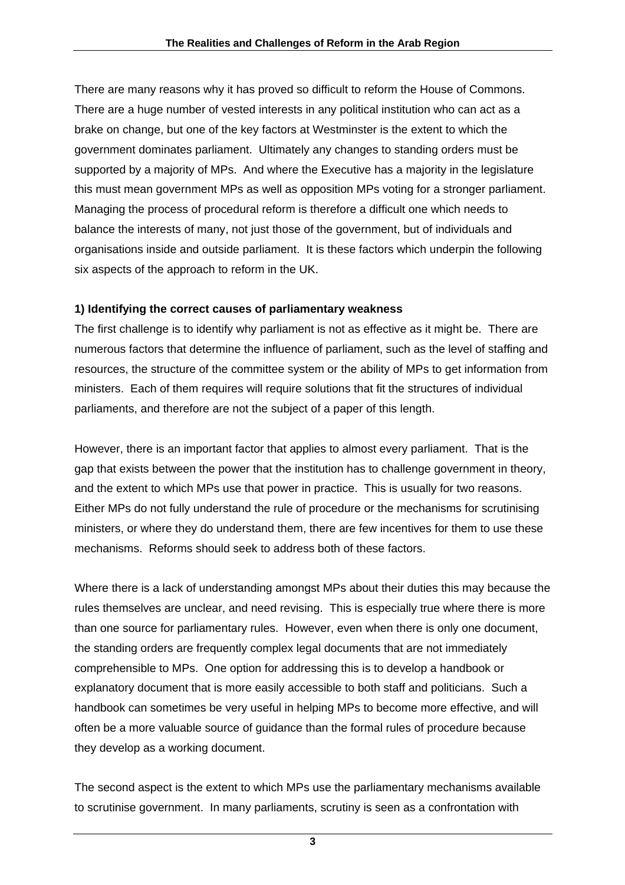There are many reasons why it has proved so difficult to reform the House of Commons. There are a huge number of vested interests in any political institution who can act as a brake on change, but one of the key factors at Westminster is the extent to which the government dominates parliament. Ultimately any changes to standing orders must be supported by a majority of MPs. And where the Executive has a majority in the legislature this must mean government MPs as well as opposition MPs voting for a stronger parliament. Managing the process of procedural reform is therefore a difficult one which needs to balance the interests of many, not just those of the government, but of individuals and organisations inside and outside parliament. It is these factors which underpin the following six aspects of the approach to reform in the UK.

**1) Identifying the correct causes of parliamentary weakness**

The first challenge is to identify why parliament is not as effective as it might be. There are numerous factors that determine the influence of parliament, such as the level of staffing and resources, the structure of the committee system or the ability of MPs to get information from ministers. Each of them requires will require solutions that fit the structures of individual parliaments, and therefore are not the subject of a paper of this length.

However, there is an important factor that applies to almost every parliament. That is the gap that exists between the power that the institution has to challenge government in theory, and the extent to which MPs use that power in practice. This is usually for two reasons. Either MPs do not fully understand the rule of procedure or the mechanisms for scrutinising ministers, or where they do understand them, there are few incentives for them to use these mechanisms. Reforms should seek to address both of these factors.

Where there is a lack of understanding amongst MPs about their duties this may because the rules themselves are unclear, and need revising. This is especially true where there is more than one source for parliamentary rules. However, even when there is only one document, the standing orders are frequently complex legal documents that are not immediately comprehensible to MPs. One option for addressing this is to develop a handbook or explanatory document that is more easily accessible to both staff and politicians. Such a handbook can sometimes be very useful in helping MPs to become more effective, and will often be a more valuable source of guidance than the formal rules of procedure because they develop as a working document.

The second aspect is the extent to which MPs use the parliamentary mechanisms available to scrutinise government. In many parliaments, scrutiny is seen as a confrontation with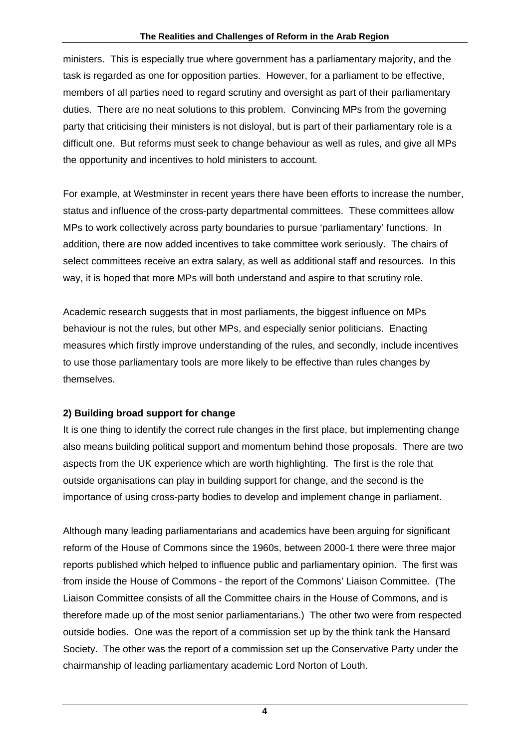ministers. This is especially true where government has a parliamentary majority, and the task is regarded as one for opposition parties. However, for a parliament to be effective, members of all parties need to regard scrutiny and oversight as part of their parliamentary duties. There are no neat solutions to this problem. Convincing MPs from the governing party that criticising their ministers is not disloyal, but is part of their parliamentary role is a difficult one. But reforms must seek to change behaviour as well as rules, and give all MPs the opportunity and incentives to hold ministers to account.

For example, at Westminster in recent years there have been efforts to increase the number, status and influence of the cross-party departmental committees. These committees allow MPs to work collectively across party boundaries to pursue 'parliamentary' functions. In addition, there are now added incentives to take committee work seriously. The chairs of select committees receive an extra salary, as well as additional staff and resources. In this way, it is hoped that more MPs will both understand and aspire to that scrutiny role.

Academic research suggests that in most parliaments, the biggest influence on MPs behaviour is not the rules, but other MPs, and especially senior politicians. Enacting measures which firstly improve understanding of the rules, and secondly, include incentives to use those parliamentary tools are more likely to be effective than rules changes by themselves.

**2) Building broad support for change**

It is one thing to identify the correct rule changes in the first place, but implementing change also means building political support and momentum behind those proposals. There are two aspects from the UK experience which are worth highlighting. The first is the role that outside organisations can play in building support for change, and the second is the importance of using cross-party bodies to develop and implement change in parliament.

Although many leading parliamentarians and academics have been arguing for significant reform of the House of Commons since the 1960s, between 2000-1 there were three major reports published which helped to influence public and parliamentary opinion. The first was from inside the House of Commons - the report of the Commons' Liaison Committee. (The Liaison Committee consists of all the Committee chairs in the House of Commons, and is therefore made up of the most senior parliamentarians.) The other two were from respected outside bodies. One was the report of a commission set up by the think tank the Hansard Society. The other was the report of a commission set up the Conservative Party under the chairmanship of leading parliamentary academic Lord Norton of Louth.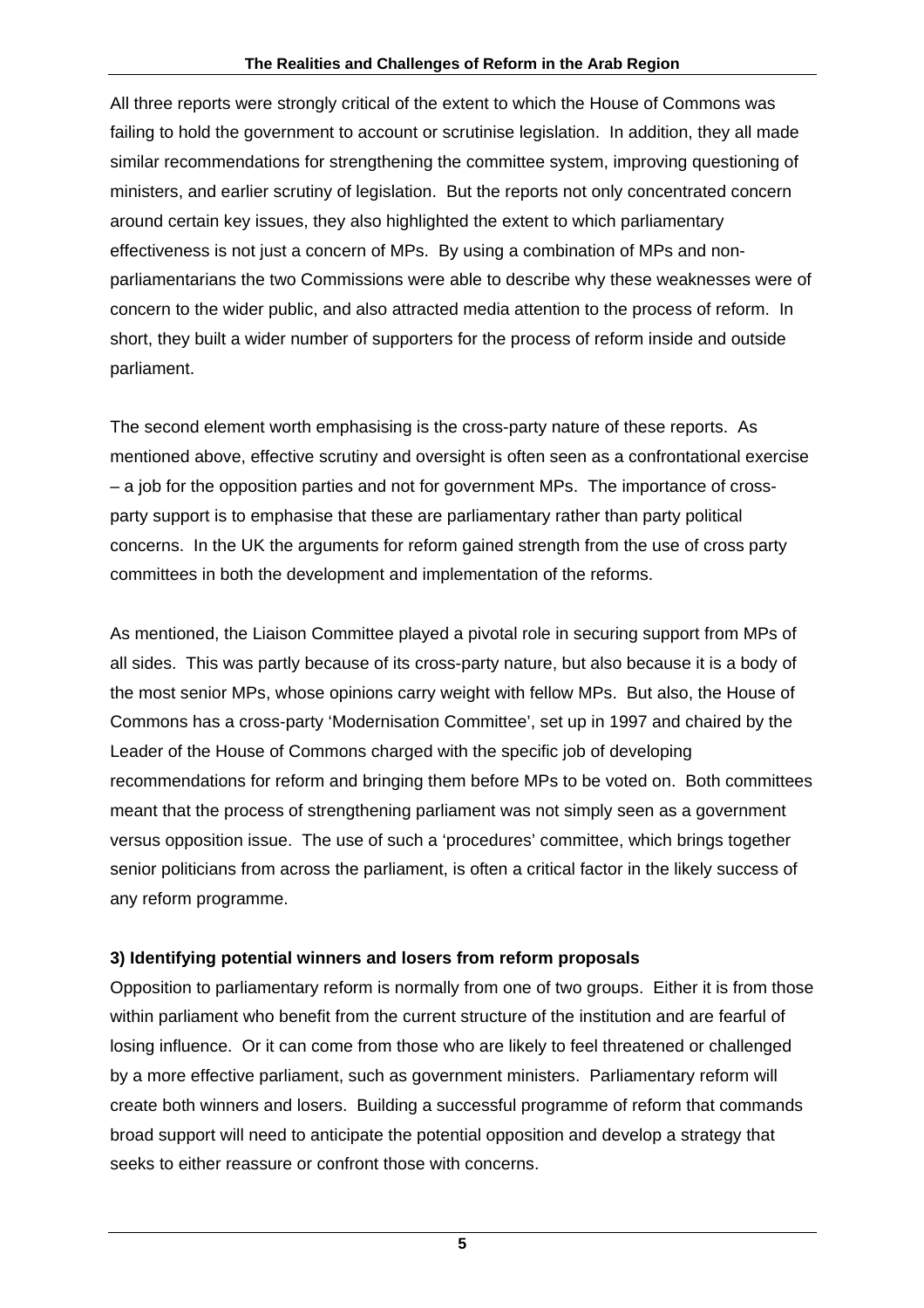All three reports were strongly critical of the extent to which the House of Commons was failing to hold the government to account or scrutinise legislation. In addition, they all made similar recommendations for strengthening the committee system, improving questioning of ministers, and earlier scrutiny of legislation. But the reports not only concentrated concern around certain key issues, they also highlighted the extent to which parliamentary effectiveness is not just a concern of MPs. By using a combination of MPs and non-parliamentarians the two Commissions were able to describe why these weaknesses were of concern to the wider public, and also attracted media attention to the process of reform. In short, they built a wider number of supporters for the process of reform inside and outside parliament.

The second element worth emphasising is the cross-party nature of these reports. As mentioned above, effective scrutiny and oversight is often seen as a confrontational exercise – a job for the opposition parties and not for government MPs. The importance of cross-party support is to emphasise that these are parliamentary rather than party political concerns. In the UK the arguments for reform gained strength from the use of cross party committees in both the development and implementation of the reforms.

As mentioned, the Liaison Committee played a pivotal role in securing support from MPs of all sides. This was partly because of its cross-party nature, but also because it is a body of the most senior MPs, whose opinions carry weight with fellow MPs. But also, the House of Commons has a cross-party 'Modernisation Committee', set up in 1997 and chaired by the Leader of the House of Commons charged with the specific job of developing recommendations for reform and bringing them before MPs to be voted on. Both committees meant that the process of strengthening parliament was not simply seen as a government versus opposition issue. The use of such a 'procedures' committee, which brings together senior politicians from across the parliament, is often a critical factor in the likely success of any reform programme.

**3) Identifying potential winners and losers from reform proposals**

Opposition to parliamentary reform is normally from one of two groups. Either it is from those within parliament who benefit from the current structure of the institution and are fearful of losing influence. Or it can come from those who are likely to feel threatened or challenged by a more effective parliament, such as government ministers. Parliamentary reform will create both winners and losers. Building a successful programme of reform that commands broad support will need to anticipate the potential opposition and develop a strategy that seeks to either reassure or confront those with concerns.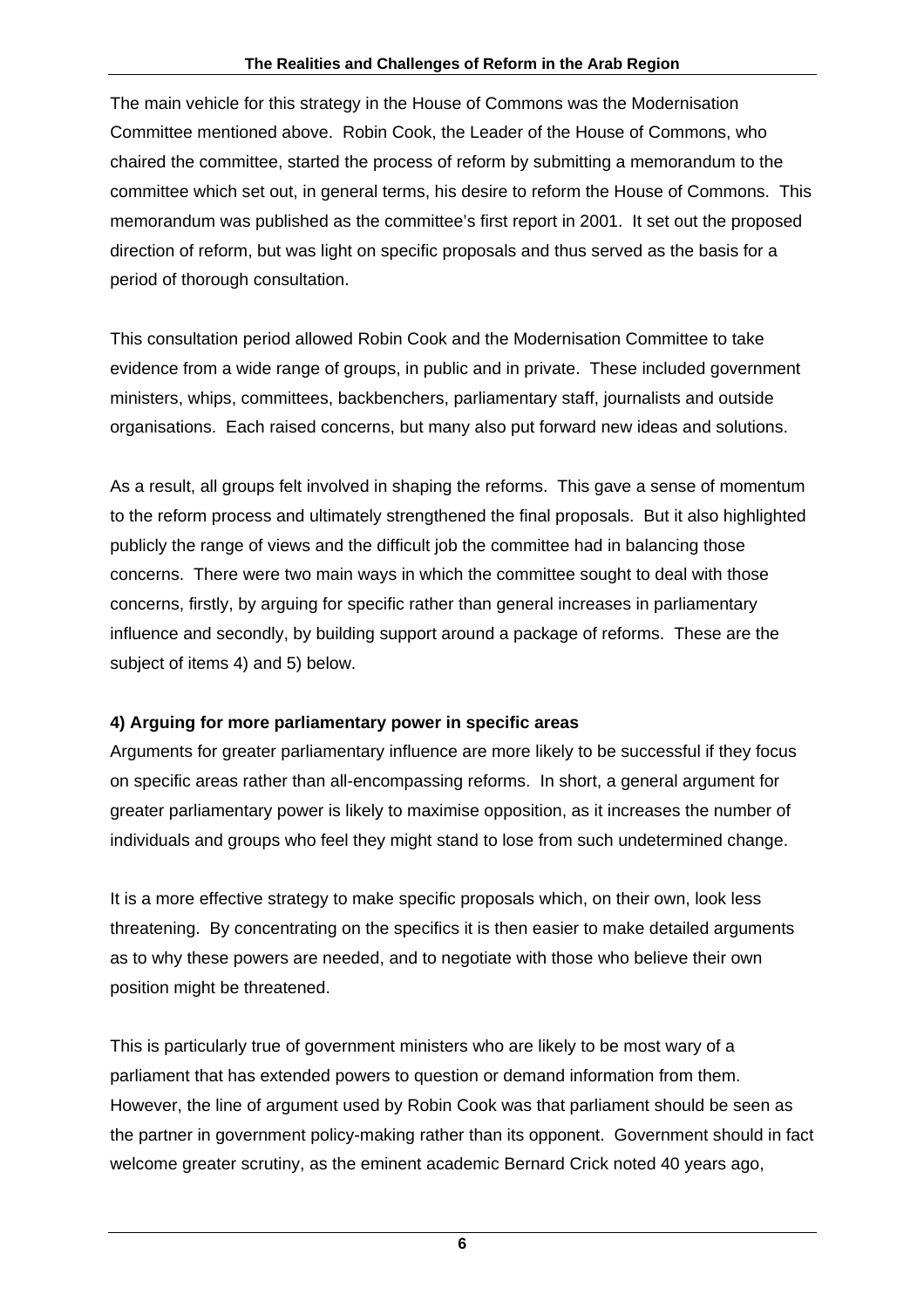The main vehicle for this strategy in the House of Commons was the Modernisation Committee mentioned above. Robin Cook, the Leader of the House of Commons, who chaired the committee, started the process of reform by submitting a memorandum to the committee which set out, in general terms, his desire to reform the House of Commons. This memorandum was published as the committee's first report in 2001. It set out the proposed direction of reform, but was light on specific proposals and thus served as the basis for a period of thorough consultation.

This consultation period allowed Robin Cook and the Modernisation Committee to take evidence from a wide range of groups, in public and in private. These included government ministers, whips, committees, backbenchers, parliamentary staff, journalists and outside organisations. Each raised concerns, but many also put forward new ideas and solutions.

As a result, all groups felt involved in shaping the reforms. This gave a sense of momentum to the reform process and ultimately strengthened the final proposals. But it also highlighted publicly the range of views and the difficult job the committee had in balancing those concerns. There were two main ways in which the committee sought to deal with those concerns, firstly, by arguing for specific rather than general increases in parliamentary influence and secondly, by building support around a package of reforms. These are the subject of items 4) and 5) below.

**4) Arguing for more parliamentary power in specific areas**

Arguments for greater parliamentary influence are more likely to be successful if they focus on specific areas rather than all-encompassing reforms. In short, a general argument for greater parliamentary power is likely to maximise opposition, as it increases the number of individuals and groups who feel they might stand to lose from such undetermined change.

It is a more effective strategy to make specific proposals which, on their own, look less threatening. By concentrating on the specifics it is then easier to make detailed arguments as to why these powers are needed, and to negotiate with those who believe their own position might be threatened.

This is particularly true of government ministers who are likely to be most wary of a parliament that has extended powers to question or demand information from them. However, the line of argument used by Robin Cook was that parliament should be seen as the partner in government policy-making rather than its opponent. Government should in fact welcome greater scrutiny, as the eminent academic Bernard Crick noted 40 years ago,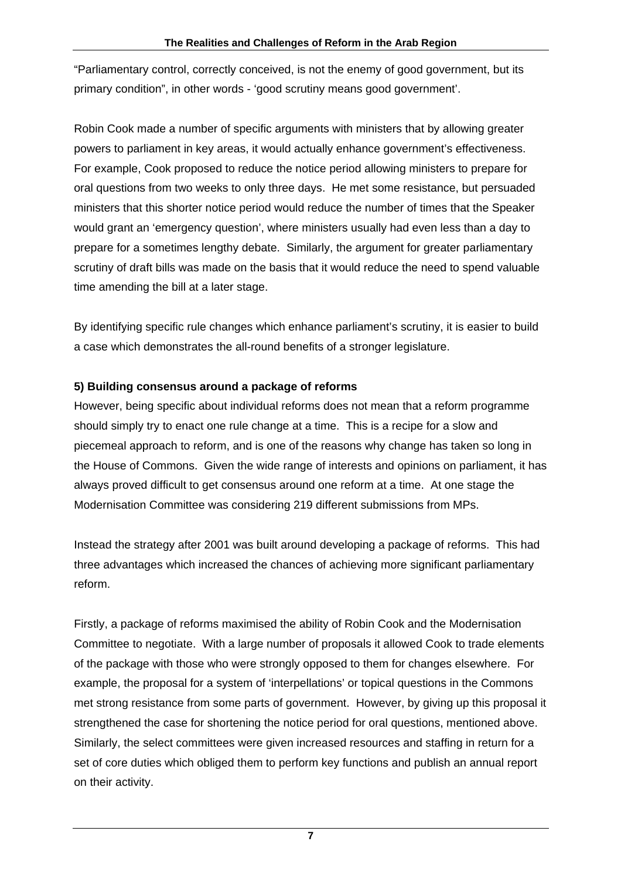"Parliamentary control, correctly conceived, is not the enemy of good government, but its primary condition", in other words - 'good scrutiny means good government'.

Robin Cook made a number of specific arguments with ministers that by allowing greater powers to parliament in key areas, it would actually enhance government's effectiveness. For example, Cook proposed to reduce the notice period allowing ministers to prepare for oral questions from two weeks to only three days. He met some resistance, but persuaded ministers that this shorter notice period would reduce the number of times that the Speaker would grant an 'emergency question', where ministers usually had even less than a day to prepare for a sometimes lengthy debate. Similarly, the argument for greater parliamentary scrutiny of draft bills was made on the basis that it would reduce the need to spend valuable time amending the bill at a later stage.

By identifying specific rule changes which enhance parliament's scrutiny, it is easier to build a case which demonstrates the all-round benefits of a stronger legislature.

**5) Building consensus around a package of reforms**

However, being specific about individual reforms does not mean that a reform programme should simply try to enact one rule change at a time. This is a recipe for a slow and piecemeal approach to reform, and is one of the reasons why change has taken so long in the House of Commons. Given the wide range of interests and opinions on parliament, it has always proved difficult to get consensus around one reform at a time. At one stage the Modernisation Committee was considering 219 different submissions from MPs.

Instead the strategy after 2001 was built around developing a package of reforms. This had three advantages which increased the chances of achieving more significant parliamentary reform.

Firstly, a package of reforms maximised the ability of Robin Cook and the Modernisation Committee to negotiate. With a large number of proposals it allowed Cook to trade elements of the package with those who were strongly opposed to them for changes elsewhere. For example, the proposal for a system of 'interpellations' or topical questions in the Commons met strong resistance from some parts of government. However, by giving up this proposal it strengthened the case for shortening the notice period for oral questions, mentioned above. Similarly, the select committees were given increased resources and staffing in return for a set of core duties which obliged them to perform key functions and publish an annual report on their activity.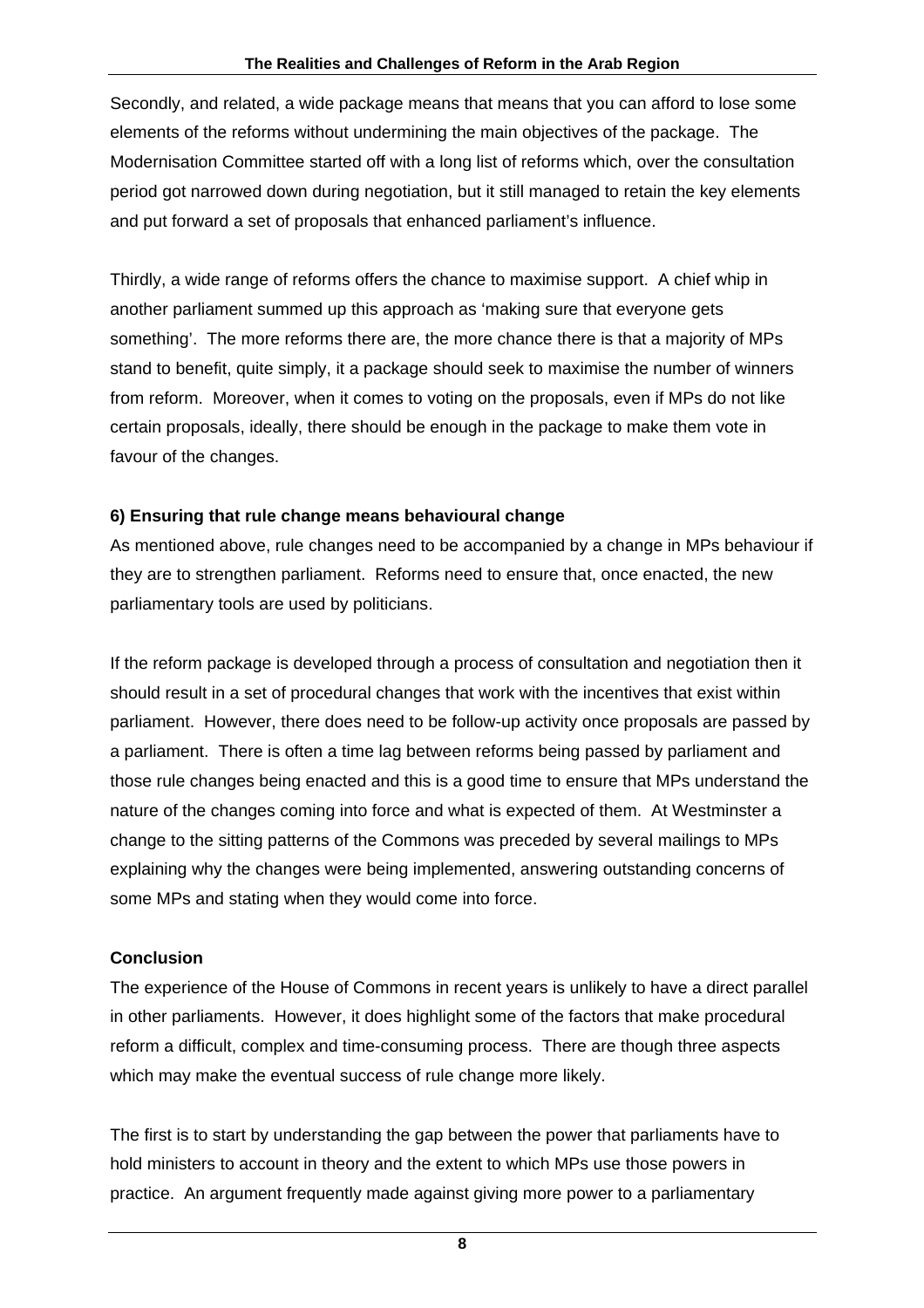Secondly, and related, a wide package means that means that you can afford to lose some elements of the reforms without undermining the main objectives of the package. The Modernisation Committee started off with a long list of reforms which, over the consultation period got narrowed down during negotiation, but it still managed to retain the key elements and put forward a set of proposals that enhanced parliament's influence.

Thirdly, a wide range of reforms offers the chance to maximise support. A chief whip in another parliament summed up this approach as 'making sure that everyone gets something'. The more reforms there are, the more chance there is that a majority of MPs stand to benefit, quite simply, it a package should seek to maximise the number of winners from reform. Moreover, when it comes to voting on the proposals, even if MPs do not like certain proposals, ideally, there should be enough in the package to make them vote in favour of the changes.

**6) Ensuring that rule change means behavioural change**

As mentioned above, rule changes need to be accompanied by a change in MPs behaviour if they are to strengthen parliament. Reforms need to ensure that, once enacted, the new parliamentary tools are used by politicians.

If the reform package is developed through a process of consultation and negotiation then it should result in a set of procedural changes that work with the incentives that exist within parliament. However, there does need to be follow-up activity once proposals are passed by a parliament. There is often a time lag between reforms being passed by parliament and those rule changes being enacted and this is a good time to ensure that MPs understand the nature of the changes coming into force and what is expected of them. At Westminster a change to the sitting patterns of the Commons was preceded by several mailings to MPs explaining why the changes were being implemented, answering outstanding concerns of some MPs and stating when they would come into force.

**Conclusion**

The experience of the House of Commons in recent years is unlikely to have a direct parallel in other parliaments. However, it does highlight some of the factors that make procedural reform a difficult, complex and time-consuming process. There are though three aspects which may make the eventual success of rule change more likely.

The first is to start by understanding the gap between the power that parliaments have to hold ministers to account in theory and the extent to which MPs use those powers in practice. An argument frequently made against giving more power to a parliamentary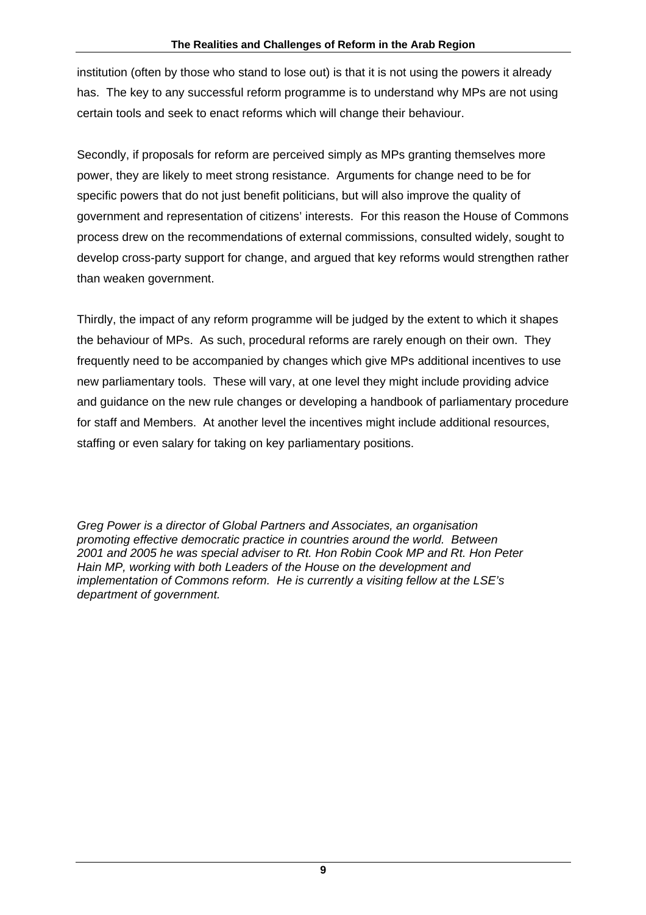institution (often by those who stand to lose out) is that it is not using the powers it already has. The key to any successful reform programme is to understand why MPs are not using certain tools and seek to enact reforms which will change their behaviour.

Secondly, if proposals for reform are perceived simply as MPs granting themselves more power, they are likely to meet strong resistance. Arguments for change need to be for specific powers that do not just benefit politicians, but will also improve the quality of government and representation of citizens' interests. For this reason the House of Commons process drew on the recommendations of external commissions, consulted widely, sought to develop cross-party support for change, and argued that key reforms would strengthen rather than weaken government.

Thirdly, the impact of any reform programme will be judged by the extent to which it shapes the behaviour of MPs. As such, procedural reforms are rarely enough on their own. They frequently need to be accompanied by changes which give MPs additional incentives to use new parliamentary tools. These will vary, at one level they might include providing advice and guidance on the new rule changes or developing a handbook of parliamentary procedure for staff and Members. At another level the incentives might include additional resources, staffing or even salary for taking on key parliamentary positions.

*Greg Power is a director of Global Partners and Associates, an organisation promoting effective democratic practice in countries around the world. Between 2001 and 2005 he was special adviser to Rt. Hon Robin Cook MP and Rt. Hon Peter Hain MP, working with both Leaders of the House on the development and implementation of Commons reform. He is currently a visiting fellow at the LSE's department of government.*